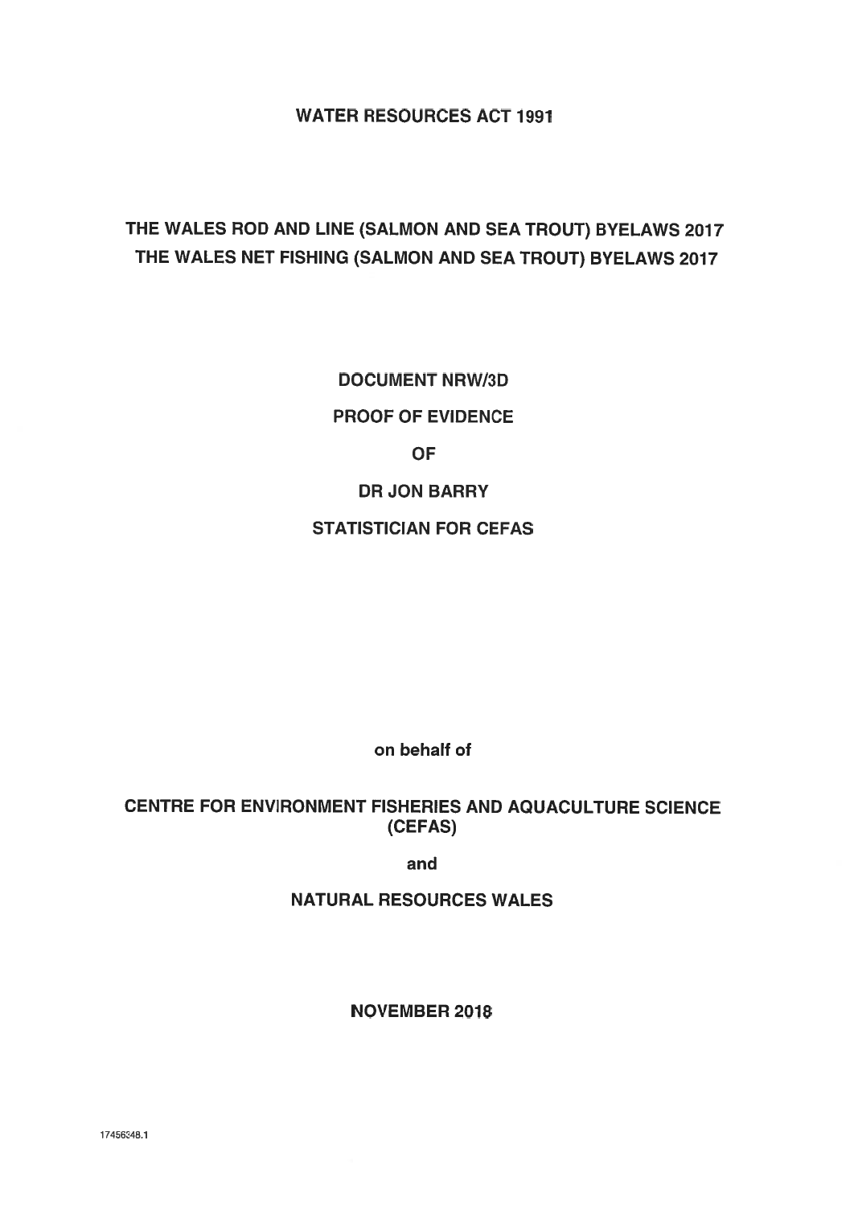**WATER RESOURCES ACT 1991**

# THE WALES ROD AND LINE (SALMON AND SEA TROUT) BYELAWS 2017
# THE WALES NET FISHING (SALMON AND SEA TROUT) BYELAWS 2017

**DOCUMENT NRW/3D**

**PROOF OF EVIDENCE**

**OF**

**DR JON BARRY**

**STATISTICIAN FOR CEFAS**

**on behalf of**

**CENTRE FOR ENVIRONMENT FISHERIES AND AQUACULTURE SCIENCE (CEFAS)**

**and**

**NATURAL RESOURCES WALES**

**NOVEMBER 2018**

17456248.1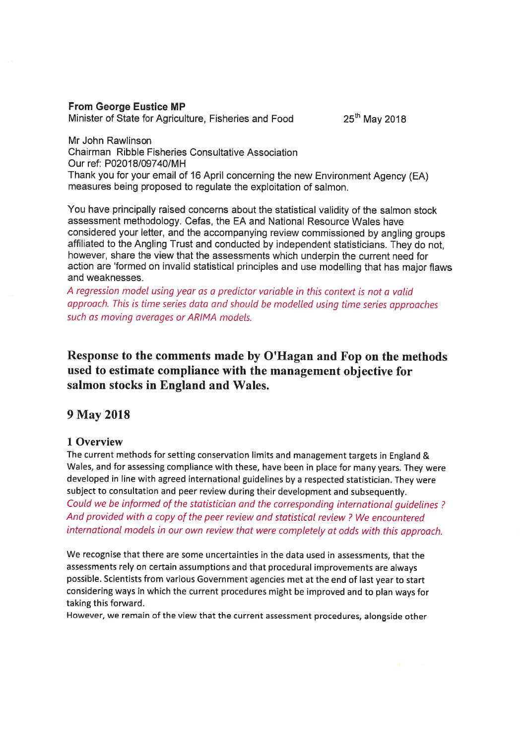**From George Eustice MP**
Minister of State for Agriculture, Fisheries and Food 25th May 2018

Mr John Rawlinson
Chairman Ribble Fisheries Consultative Association
Our ref: P02018/09740/MH
Thank you for your email of 16 April concerning the new Environment Agency (EA) measures being proposed to regulate the exploitation of salmon.

You have principally raised concerns about the statistical validity of the salmon stock assessment methodology. Cefas, the EA and National Resource Wales have considered your letter, and the accompanying review commissioned by angling groups affiliated to the Angling Trust and conducted by independent statisticians. They do not, however, share the view that the assessments which underpin the current need for action are 'formed on invalid statistical principles and use modelling that has major flaws and weaknesses.

*A regression model using year as a predictor variable in this context is not a valid approach. This is time series data and should be modelled using time series approaches such as moving averages or ARIMA models.*

## Response to the comments made by O'Hagan and Fop on the methods used to estimate compliance with the management objective for salmon stocks in England and Wales.

## 9 May 2018

### 1 Overview

The current methods for setting conservation limits and management targets in England & Wales, and for assessing compliance with these, have been in place for many years. They were developed in line with agreed international guidelines by a respected statistician. They were subject to consultation and peer review during their development and subsequently.

*Could we be informed of the statistician and the corresponding international guidelines ? And provided with a copy of the peer review and statistical review ? We encountered international models in our own review that were completely at odds with this approach.*

We recognise that there are some uncertainties in the data used in assessments, that the assessments rely on certain assumptions and that procedural improvements are always possible. Scientists from various Government agencies met at the end of last year to start considering ways in which the current procedures might be improved and to plan ways for taking this forward.

However, we remain of the view that the current assessment procedures, alongside other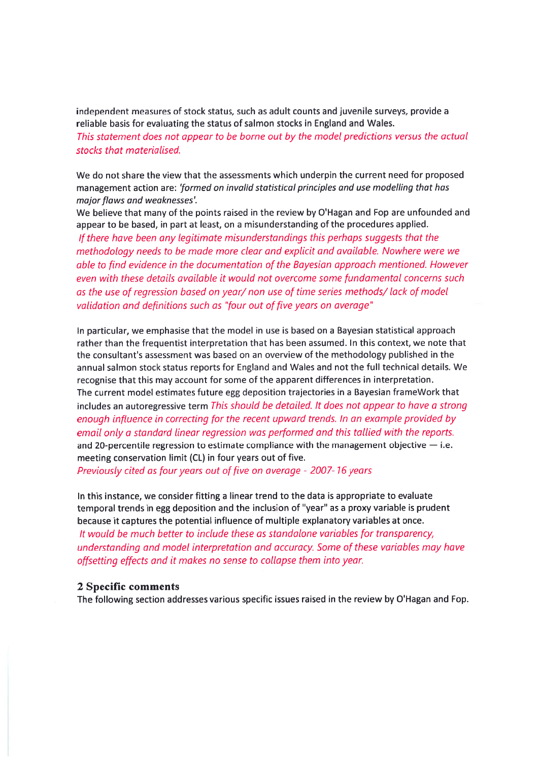independent measures of stock status, such as adult counts and juvenile surveys, provide a reliable basis for evaluating the status of salmon stocks in England and Wales.
*This statement does not appear to be borne out by the model predictions versus the actual stocks that materialised.*

We do not share the view that the assessments which underpin the current need for proposed management action are: *'formed on invalid statistical principles and use modelling that has major flaws and weaknesses'.*
We believe that many of the points raised in the review by O'Hagan and Fop are unfounded and appear to be based, in part at least, on a misunderstanding of the procedures applied.
*If there have been any legitimate misunderstandings this perhaps suggests that the methodology needs to be made more clear and explicit and available. Nowhere were we able to find evidence in the documentation of the Bayesian approach mentioned. However even with these details available it would not overcome some fundamental concerns such as the use of regression based on year/ non use of time series methods/ lack of model validation and definitions such as "four out of five years on average"*

In particular, we emphasise that the model in use is based on a Bayesian statistical approach rather than the frequentist interpretation that has been assumed. In this context, we note that the consultant's assessment was based on an overview of the methodology published in the annual salmon stock status reports for England and Wales and not the full technical details. We recognise that this may account for some of the apparent differences in interpretation.
The current model estimates future egg deposition trajectories in a Bayesian frameWork that includes an autoregressive term *This should be detailed. It does not appear to have a strong enough influence in correcting for the recent upward trends. In an example provided by email only a standard linear regression was performed and this tallied with the reports.* and 20-percentile regression to estimate compliance with the management objective — i.e. meeting conservation limit (CL) in four years out of five.
*Previously cited as four years out of five on average - 2007-16 years*

In this instance, we consider fitting a linear trend to the data is appropriate to evaluate temporal trends in egg deposition and the inclusion of "year" as a proxy variable is prudent because it captures the potential influence of multiple explanatory variables at once.
*It would be much better to include these as standalone variables for transparency, understanding and model interpretation and accuracy. Some of these variables may have offsetting effects and it makes no sense to collapse them into year.*

## 2 Specific comments

The following section addresses various specific issues raised in the review by O'Hagan and Fop.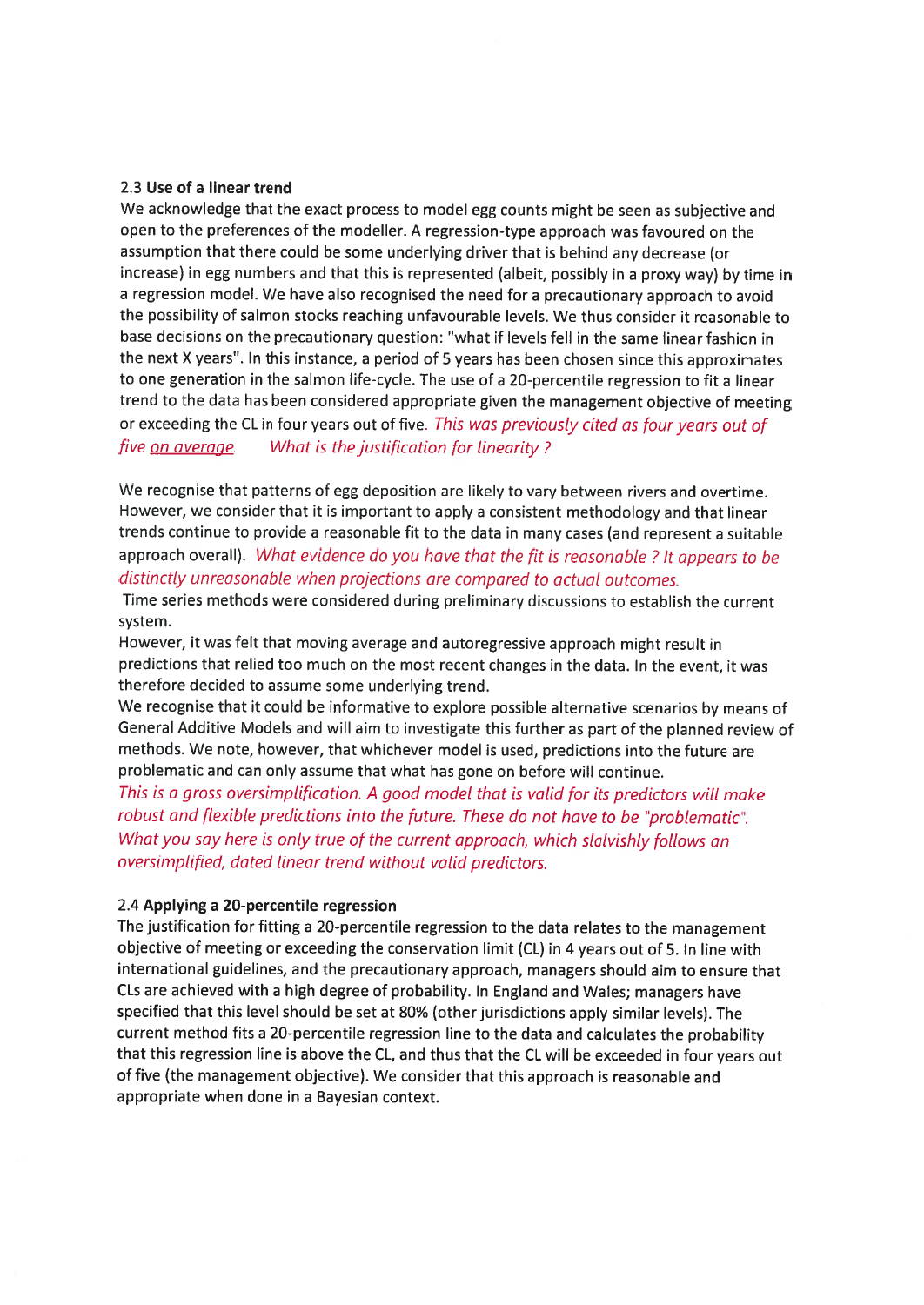### 2.3 **Use of a linear trend**

We acknowledge that the exact process to model egg counts might be seen as subjective and open to the preferences of the modeller. A regression-type approach was favoured on the assumption that there could be some underlying driver that is behind any decrease (or increase) in egg numbers and that this is represented (albeit, possibly in a proxy way) by time in a regression model. We have also recognised the need for a precautionary approach to avoid the possibility of salmon stocks reaching unfavourable levels. We thus consider it reasonable to base decisions on the precautionary question: "what if levels fell in the same linear fashion in the next X years". In this instance, a period of 5 years has been chosen since this approximates to one generation in the salmon life-cycle. The use of a 20-percentile regression to fit a linear trend to the data has been considered appropriate given the management objective of meeting or exceeding the CL in four years out of five. *This was previously cited as four years out of five <u>on average</u>.* *What is the justification for linearity ?*

We recognise that patterns of egg deposition are likely to vary between rivers and overtime. However, we consider that it is important to apply a consistent methodology and that linear trends continue to provide a reasonable fit to the data in many cases (and represent a suitable approach overall). *What evidence do you have that the fit is reasonable ? It appears to be distinctly unreasonable when projections are compared to actual outcomes.*

Time series methods were considered during preliminary discussions to establish the current system.

However, it was felt that moving average and autoregressive approach might result in predictions that relied too much on the most recent changes in the data. In the event, it was therefore decided to assume some underlying trend.

We recognise that it could be informative to explore possible alternative scenarios by means of General Additive Models and will aim to investigate this further as part of the planned review of methods. We note, however, that whichever model is used, predictions into the future are problematic and can only assume that what has gone on before will continue.

*This is a gross oversimplification. A good model that is valid for its predictors will make robust and flexible predictions into the future. These do not have to be "problematic". What you say here is only true of the current approach, which slalvishly follows an oversimplified, dated linear trend without valid predictors.*

### 2.4 **Applying a 20-percentile regression**

The justification for fitting a 20-percentile regression to the data relates to the management objective of meeting or exceeding the conservation limit (CL) in 4 years out of 5. In line with international guidelines, and the precautionary approach, managers should aim to ensure that CLs are achieved with a high degree of probability. In England and Wales; managers have specified that this level should be set at 80% (other jurisdictions apply similar levels). The current method fits a 20-percentile regression line to the data and calculates the probability that this regression line is above the CL, and thus that the CL will be exceeded in four years out of five (the management objective). We consider that this approach is reasonable and appropriate when done in a Bayesian context.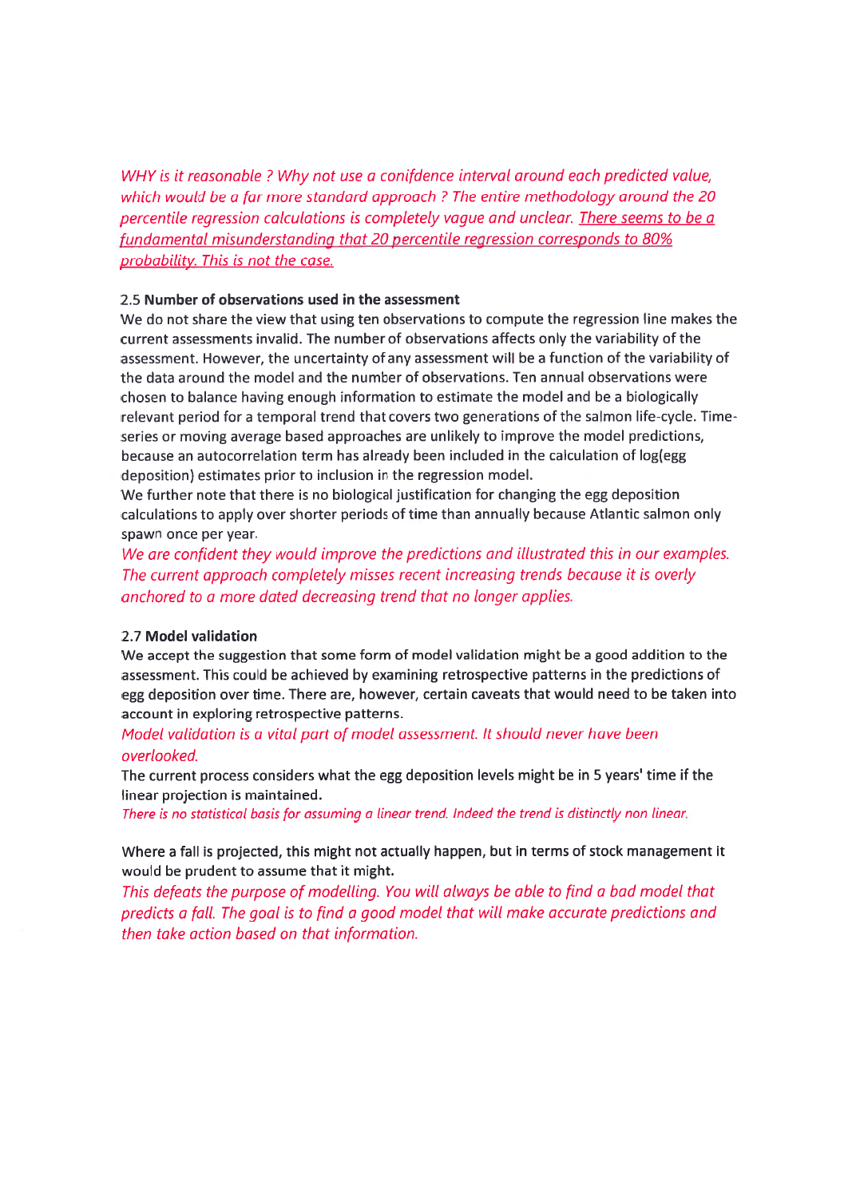*WHY is it reasonable ? Why not use a conifdence interval around each predicted value, which would be a far more standard approach ? The entire methodology around the 20 percentile regression calculations is completely vague and unclear. <u>There seems to be a fundamental misunderstanding that 20 percentile regression corresponds to 80% probability. This is not the case.</u>*

2.5 **Number of observations used in the assessment**

We do not share the view that using ten observations to compute the regression line makes the current assessments invalid. The number of observations affects only the variability of the assessment. However, the uncertainty of any assessment will be a function of the variability of the data around the model and the number of observations. Ten annual observations were chosen to balance having enough information to estimate the model and be a biologically relevant period for a temporal trend that covers two generations of the salmon life-cycle. Time-series or moving average based approaches are unlikely to improve the model predictions, because an autocorrelation term has already been included in the calculation of log(egg deposition) estimates prior to inclusion in the regression model.

We further note that there is no biological justification for changing the egg deposition calculations to apply over shorter periods of time than annually because Atlantic salmon only spawn once per year.

*We are confident they would improve the predictions and illustrated this in our examples. The current approach completely misses recent increasing trends because it is overly anchored to a more dated decreasing trend that no longer applies.*

2.7 **Model validation**

We accept the suggestion that some form of model validation might be a good addition to the assessment. This could be achieved by examining retrospective patterns in the predictions of egg deposition over time. There are, however, certain caveats that would need to be taken into account in exploring retrospective patterns.

*Model validation is a vital part of model assessment. It should never have been overlooked.*

The current process considers what the egg deposition levels might be in 5 years' time if the linear projection is maintained.

*There is no statistical basis for assuming a linear trend. Indeed the trend is distinctly non linear.*

Where a fall is projected, this might not actually happen, but in terms of stock management it would be prudent to assume that it might.

*This defeats the purpose of modelling. You will always be able to find a bad model that predicts a fall. The goal is to find a good model that will make accurate predictions and then take action based on that information.*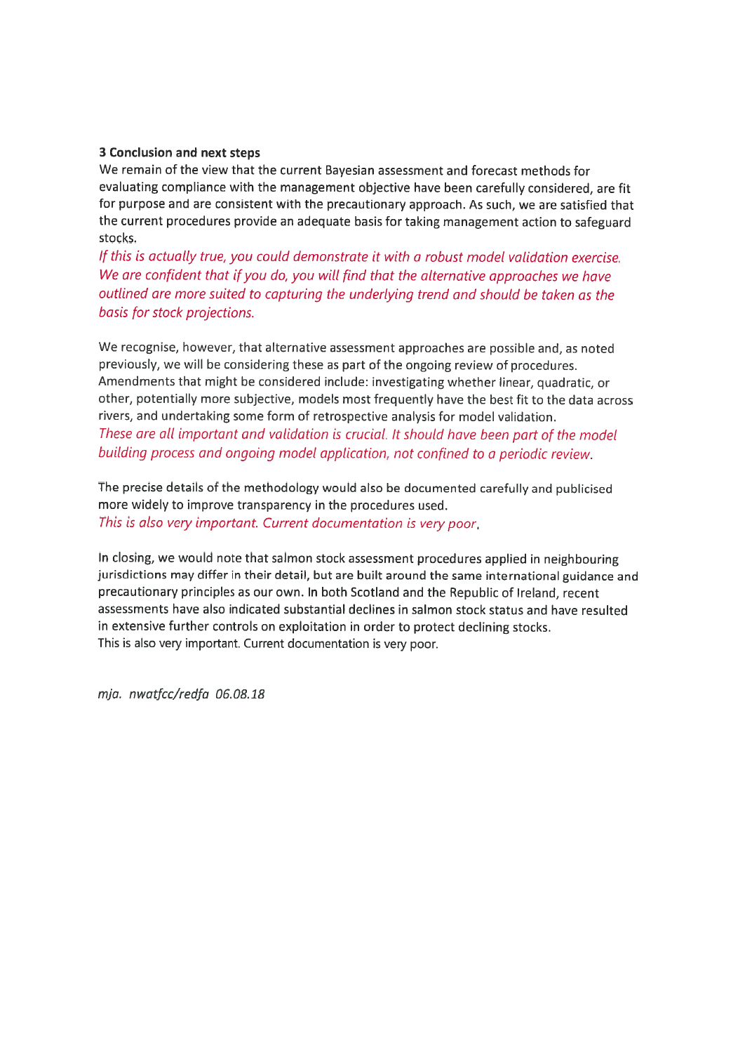**3 Conclusion and next steps**

We remain of the view that the current Bayesian assessment and forecast methods for evaluating compliance with the management objective have been carefully considered, are fit for purpose and are consistent with the precautionary approach. As such, we are satisfied that the current procedures provide an adequate basis for taking management action to safeguard stocks.

*If this is actually true, you could demonstrate it with a robust model validation exercise. We are confident that if you do, you will find that the alternative approaches we have outlined are more suited to capturing the underlying trend and should be taken as the basis for stock projections.*

We recognise, however, that alternative assessment approaches are possible and, as noted previously, we will be considering these as part of the ongoing review of procedures. Amendments that might be considered include: investigating whether linear, quadratic, or other, potentially more subjective, models most frequently have the best fit to the data across rivers, and undertaking some form of retrospective analysis for model validation.

*These are all important and validation is crucial. It should have been part of the model building process and ongoing model application, not confined to a periodic review.*

The precise details of the methodology would also be documented carefully and publicised more widely to improve transparency in the procedures used.

*This is also very important. Current documentation is very poor.*

In closing, we would note that salmon stock assessment procedures applied in neighbouring jurisdictions may differ in their detail, but are built around the same international guidance and precautionary principles as our own. In both Scotland and the Republic of Ireland, recent assessments have also indicated substantial declines in salmon stock status and have resulted in extensive further controls on exploitation in order to protect declining stocks.
This is also very important. Current documentation is very poor.

*mja. nwatfcc/redfa 06.08.18*